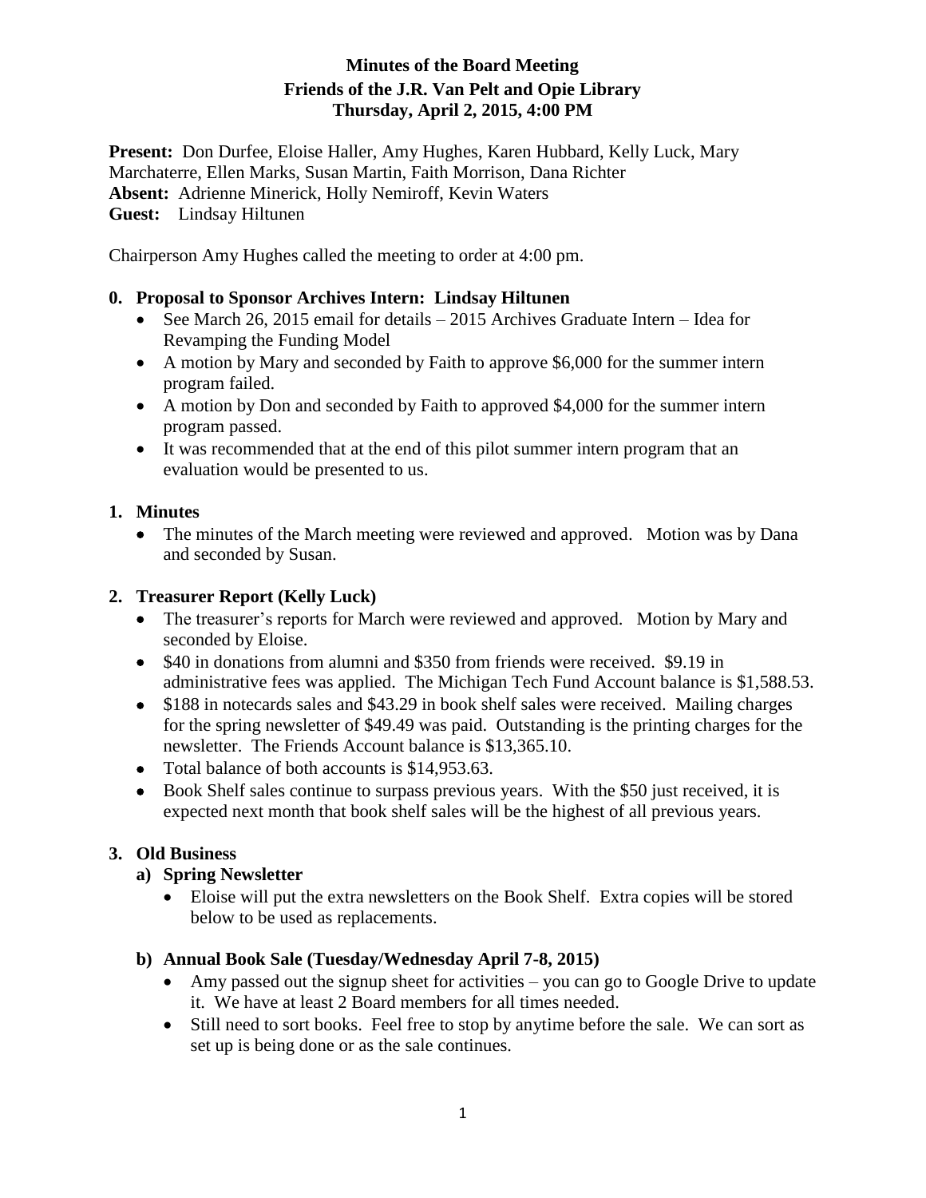# Minutes of the Board Meeting
## Friends of the J.R. Van Pelt and Opie Library
### Thursday, April 2, 2015, 4:00 PM

**Present:** Don Durfee, Eloise Haller, Amy Hughes, Karen Hubbard, Kelly Luck, Mary Marchaterre, Ellen Marks, Susan Martin, Faith Morrison, Dana Richter
**Absent:** Adrienne Minerick, Holly Nemiroff, Kevin Waters
**Guest:** Lindsay Hiltunen

Chairperson Amy Hughes called the meeting to order at 4:00 pm.

**0. Proposal to Sponsor Archives Intern: Lindsay Hiltunen**

- See March 26, 2015 email for details – 2015 Archives Graduate Intern – Idea for Revamping the Funding Model
- A motion by Mary and seconded by Faith to approve $6,000 for the summer intern program failed.
- A motion by Don and seconded by Faith to approved $4,000 for the summer intern program passed.
- It was recommended that at the end of this pilot summer intern program that an evaluation would be presented to us.

**1. Minutes**

- The minutes of the March meeting were reviewed and approved. Motion was by Dana and seconded by Susan.

**2. Treasurer Report (Kelly Luck)**

- The treasurer's reports for March were reviewed and approved. Motion by Mary and seconded by Eloise.
- $40 in donations from alumni and $350 from friends were received. $9.19 in administrative fees was applied. The Michigan Tech Fund Account balance is $1,588.53.
- $188 in notecards sales and $43.29 in book shelf sales were received. Mailing charges for the spring newsletter of $49.49 was paid. Outstanding is the printing charges for the newsletter. The Friends Account balance is $13,365.10.
- Total balance of both accounts is $14,953.63.
- Book Shelf sales continue to surpass previous years. With the $50 just received, it is expected next month that book shelf sales will be the highest of all previous years.

**3. Old Business**

**a) Spring Newsletter**

- Eloise will put the extra newsletters on the Book Shelf. Extra copies will be stored below to be used as replacements.

**b) Annual Book Sale (Tuesday/Wednesday April 7-8, 2015)**

- Amy passed out the signup sheet for activities – you can go to Google Drive to update it. We have at least 2 Board members for all times needed.
- Still need to sort books. Feel free to stop by anytime before the sale. We can sort as set up is being done or as the sale continues.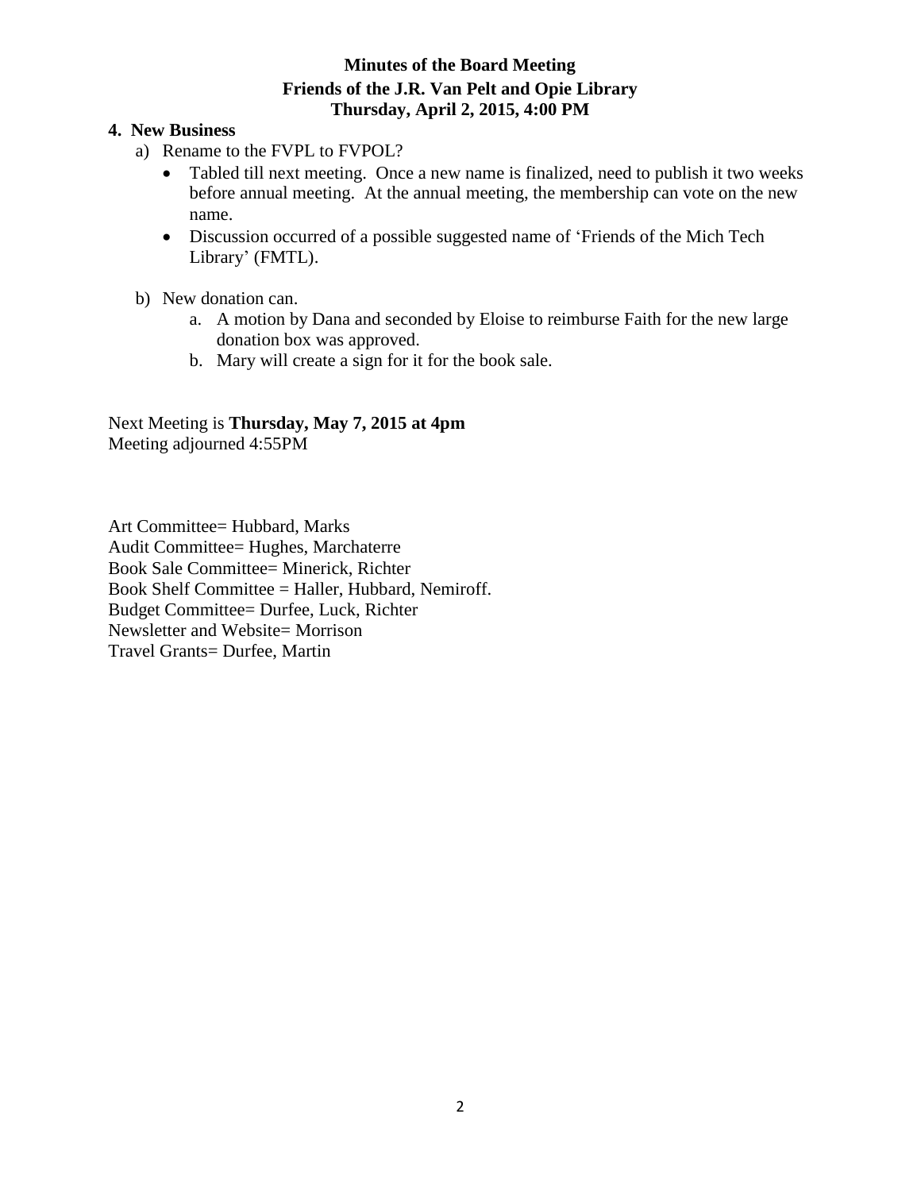**Minutes of the Board Meeting**
**Friends of the J.R. Van Pelt and Opie Library**
**Thursday, April 2, 2015, 4:00 PM**

**4. New Business**

a) Rename to the FVPL to FVPOL?
   - Tabled till next meeting. Once a new name is finalized, need to publish it two weeks before annual meeting. At the annual meeting, the membership can vote on the new name.
   - Discussion occurred of a possible suggested name of 'Friends of the Mich Tech Library' (FMTL).

b) New donation can.
   a. A motion by Dana and seconded by Eloise to reimburse Faith for the new large donation box was approved.
   b. Mary will create a sign for it for the book sale.

Next Meeting is **Thursday, May 7, 2015 at 4pm**
Meeting adjourned 4:55PM

Art Committee= Hubbard, Marks
Audit Committee= Hughes, Marchaterre
Book Sale Committee= Minerick, Richter
Book Shelf Committee = Haller, Hubbard, Nemiroff.
Budget Committee= Durfee, Luck, Richter
Newsletter and Website= Morrison
Travel Grants= Durfee, Martin